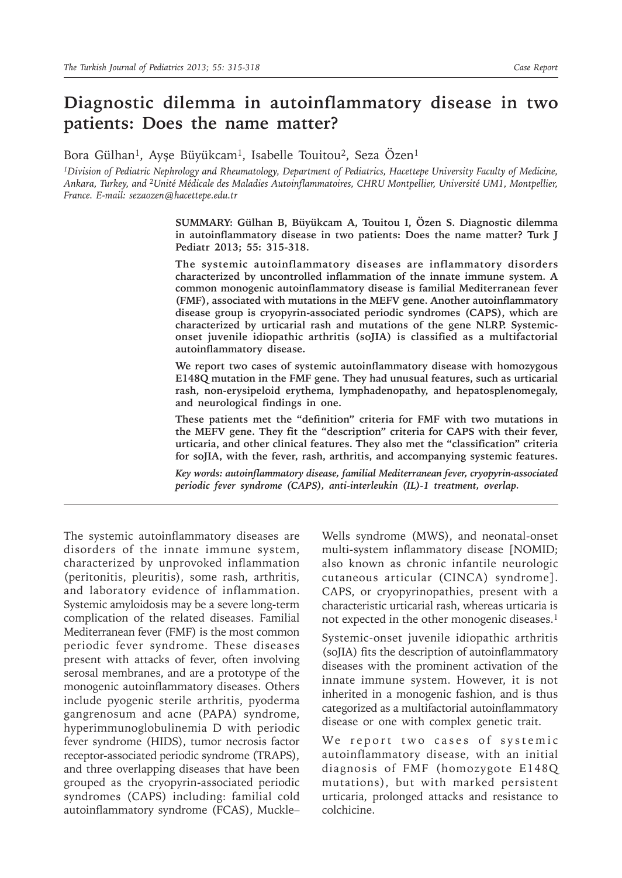# Diagnostic dilemma in autoinflammatory disease in two patients: Does the name matter?

Bora Gülhan[1], Ayşe Büyükcam[1], Isabelle Touitou[2], Seza Özen[1]

*[1]Division of Pediatric Nephrology and Rheumatology, Department of Pediatrics, Hacettepe University Faculty of Medicine, Ankara, Turkey, and [2]Unité Médicale des Maladies Autoinflammatoires, CHRU Montpellier, Université UM1, Montpellier, France. E-mail: sezaozen@hacettepe.edu.tr*

**SUMMARY: Gülhan B, Büyükcam A, Touitou I, Özen S. Diagnostic dilemma in autoinflammatory disease in two patients: Does the name matter? Turk J Pediatr 2013; 55: 315-318.**

**The systemic autoinflammatory diseases are inflammatory disorders characterized by uncontrolled inflammation of the innate immune system. A common monogenic autoinflammatory disease is familial Mediterranean fever (FMF), associated with mutations in the MEFV gene. Another autoinflammatory disease group is cryopyrin-associated periodic syndromes (CAPS), which are characterized by urticarial rash and mutations of the gene NLRP. Systemic-onset juvenile idiopathic arthritis (soJIA) is classified as a multifactorial autoinflammatory disease.**

**We report two cases of systemic autoinflammatory disease with homozygous E148Q mutation in the FMF gene. They had unusual features, such as urticarial rash, non-erysipeloid erythema, lymphadenopathy, and hepatosplenomegaly, and neurological findings in one.**

**These patients met the "definition" criteria for FMF with two mutations in the MEFV gene. They fit the "description" criteria for CAPS with their fever, urticaria, and other clinical features. They also met the "classification" criteria for soJIA, with the fever, rash, arthritis, and accompanying systemic features.**

***Key words: autoinflammatory disease, familial Mediterranean fever, cryopyrin-associated periodic fever syndrome (CAPS), anti-interleukin (IL)-1 treatment, overlap.***

---

The systemic autoinflammatory diseases are disorders of the innate immune system, characterized by unprovoked inflammation (peritonitis, pleuritis), some rash, arthritis, and laboratory evidence of inflammation. Systemic amyloidosis may be a severe long-term complication of the related diseases. Familial Mediterranean fever (FMF) is the most common periodic fever syndrome. These diseases present with attacks of fever, often involving serosal membranes, and are a prototype of the monogenic autoinflammatory diseases. Others include pyogenic sterile arthritis, pyoderma gangrenosum and acne (PAPA) syndrome, hyperimmunoglobulinemia D with periodic fever syndrome (HIDS), tumor necrosis factor receptor-associated periodic syndrome (TRAPS), and three overlapping diseases that have been grouped as the cryopyrin-associated periodic syndromes (CAPS) including: familial cold autoinflammatory syndrome (FCAS), Muckle–Wells syndrome (MWS), and neonatal-onset multi-system inflammatory disease [NOMID; also known as chronic infantile neurologic cutaneous articular (CINCA) syndrome]. CAPS, or cryopyrinopathies, present with a characteristic urticarial rash, whereas urticaria is not expected in the other monogenic diseases.[1]

Systemic-onset juvenile idiopathic arthritis (soJIA) fits the description of autoinflammatory diseases with the prominent activation of the innate immune system. However, it is not inherited in a monogenic fashion, and is thus categorized as a multifactorial autoinflammatory disease or one with complex genetic trait.

We report two cases of systemic autoinflammatory disease, with an initial diagnosis of FMF (homozygote E148Q mutations), but with marked persistent urticaria, prolonged attacks and resistance to colchicine.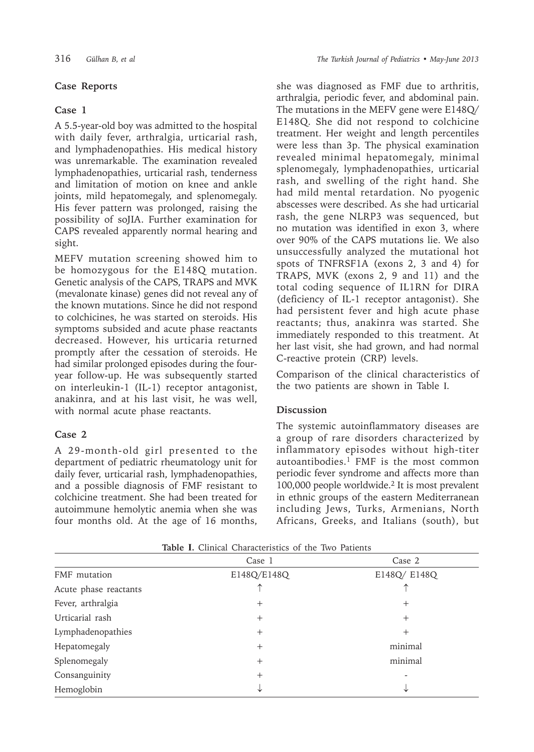## Case Reports

### Case 1

A 5.5-year-old boy was admitted to the hospital with daily fever, arthralgia, urticarial rash, and lymphadenopathies. His medical history was unremarkable. The examination revealed lymphadenopathies, urticarial rash, tenderness and limitation of motion on knee and ankle joints, mild hepatomegaly, and splenomegaly. His fever pattern was prolonged, raising the possibility of soJIA. Further examination for CAPS revealed apparently normal hearing and sight.

MEFV mutation screening showed him to be homozygous for the E148Q mutation. Genetic analysis of the CAPS, TRAPS and MVK (mevalonate kinase) genes did not reveal any of the known mutations. Since he did not respond to colchicines, he was started on steroids. His symptoms subsided and acute phase reactants decreased. However, his urticaria returned promptly after the cessation of steroids. He had similar prolonged episodes during the four-year follow-up. He was subsequently started on interleukin-1 (IL-1) receptor antagonist, anakinra, and at his last visit, he was well, with normal acute phase reactants.

### Case 2

A 29-month-old girl presented to the department of pediatric rheumatology unit for daily fever, urticarial rash, lymphadenopathies, and a possible diagnosis of FMF resistant to colchicine treatment. She had been treated for autoimmune hemolytic anemia when she was four months old. At the age of 16 months, she was diagnosed as FMF due to arthritis, arthralgia, periodic fever, and abdominal pain. The mutations in the MEFV gene were E148Q/E148Q. She did not respond to colchicine treatment. Her weight and length percentiles were less than 3p. The physical examination revealed minimal hepatomegaly, minimal splenomegaly, lymphadenopathies, urticarial rash, and swelling of the right hand. She had mild mental retardation. No pyogenic abscesses were described. As she had urticarial rash, the gene NLRP3 was sequenced, but no mutation was identified in exon 3, where over 90% of the CAPS mutations lie. We also unsuccessfully analyzed the mutational hot spots of TNFRSF1A (exons 2, 3 and 4) for TRAPS, MVK (exons 2, 9 and 11) and the total coding sequence of IL1RN for DIRA (deficiency of IL-1 receptor antagonist). She had persistent fever and high acute phase reactants; thus, anakinra was started. She immediately responded to this treatment. At her last visit, she had grown, and had normal C-reactive protein (CRP) levels.

Comparison of the clinical characteristics of the two patients are shown in Table I.

## Discussion

The systemic autoinflammatory diseases are a group of rare disorders characterized by inflammatory episodes without high-titer autoantibodies.[1] FMF is the most common periodic fever syndrome and affects more than 100,000 people worldwide.[2] It is most prevalent in ethnic groups of the eastern Mediterranean including Jews, Turks, Armenians, North Africans, Greeks, and Italians (south), but

**Table I.** Clinical Characteristics of the Two Patients

| | Case 1 | Case 2 |
|---|---|---|
| FMF mutation | E148Q/E148Q | E148Q/ E148Q |
| Acute phase reactants | ↑ | ↑ |
| Fever, arthralgia | + | + |
| Urticarial rash | + | + |
| Lymphadenopathies | + | + |
| Hepatomegaly | + | minimal |
| Splenomegaly | + | minimal |
| Consanguinity | + | - |
| Hemoglobin | ↓ | ↓ |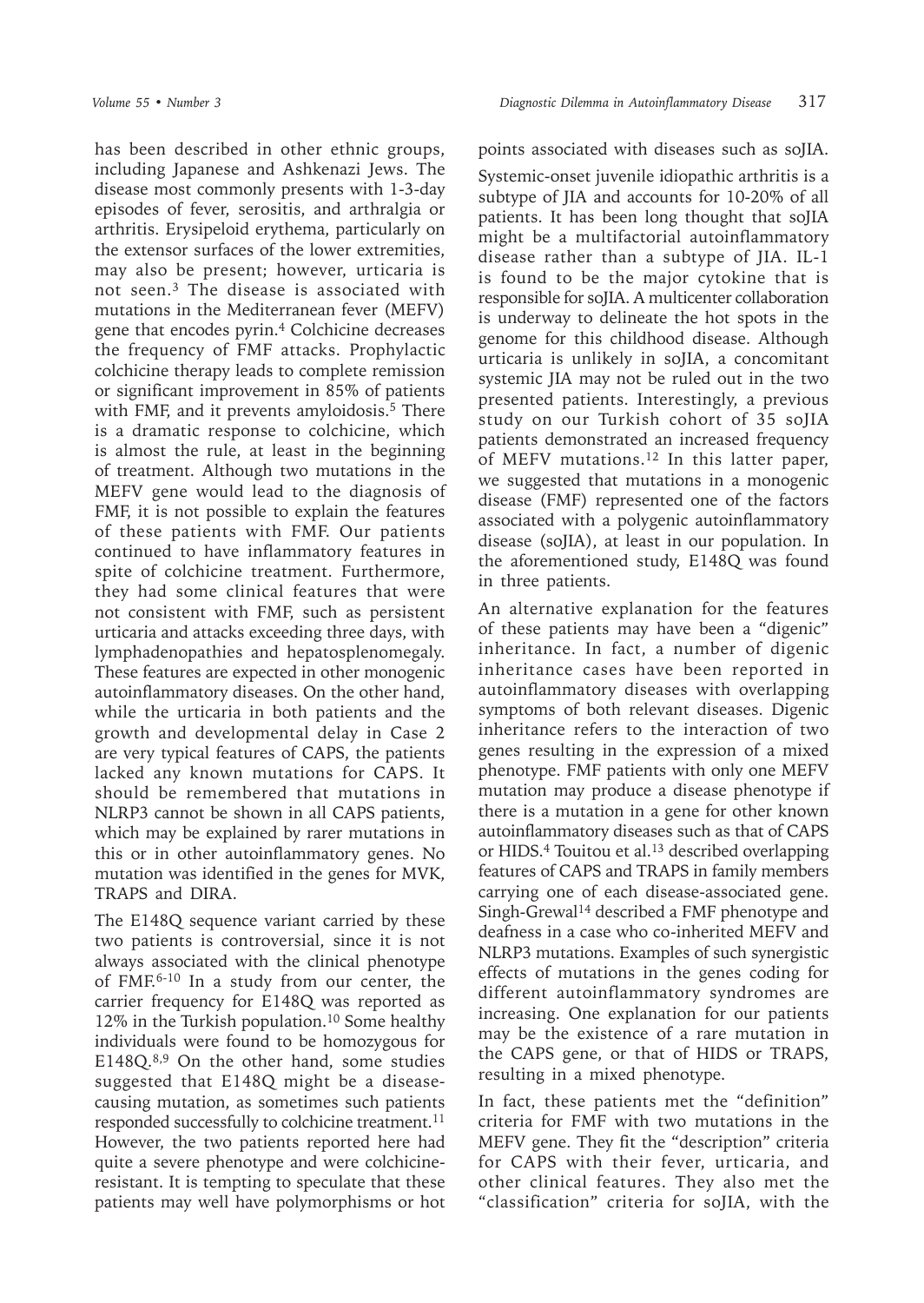has been described in other ethnic groups, including Japanese and Ashkenazi Jews. The disease most commonly presents with 1-3-day episodes of fever, serositis, and arthralgia or arthritis. Erysipeloid erythema, particularly on the extensor surfaces of the lower extremities, may also be present; however, urticaria is not seen.[3] The disease is associated with mutations in the Mediterranean fever (MEFV) gene that encodes pyrin.[4] Colchicine decreases the frequency of FMF attacks. Prophylactic colchicine therapy leads to complete remission or significant improvement in 85% of patients with FMF, and it prevents amyloidosis.[5] There is a dramatic response to colchicine, which is almost the rule, at least in the beginning of treatment. Although two mutations in the MEFV gene would lead to the diagnosis of FMF, it is not possible to explain the features of these patients with FMF. Our patients continued to have inflammatory features in spite of colchicine treatment. Furthermore, they had some clinical features that were not consistent with FMF, such as persistent urticaria and attacks exceeding three days, with lymphadenopathies and hepatosplenomegaly. These features are expected in other monogenic autoinflammatory diseases. On the other hand, while the urticaria in both patients and the growth and developmental delay in Case 2 are very typical features of CAPS, the patients lacked any known mutations for CAPS. It should be remembered that mutations in NLRP3 cannot be shown in all CAPS patients, which may be explained by rarer mutations in this or in other autoinflammatory genes. No mutation was identified in the genes for MVK, TRAPS and DIRA.

The E148Q sequence variant carried by these two patients is controversial, since it is not always associated with the clinical phenotype of FMF.[6-10] In a study from our center, the carrier frequency for E148Q was reported as 12% in the Turkish population.[10] Some healthy individuals were found to be homozygous for E148Q.[8,9] On the other hand, some studies suggested that E148Q might be a disease-causing mutation, as sometimes such patients responded successfully to colchicine treatment.[11] However, the two patients reported here had quite a severe phenotype and were colchicine-resistant. It is tempting to speculate that these patients may well have polymorphisms or hot points associated with diseases such as soJIA.

Systemic-onset juvenile idiopathic arthritis is a subtype of JIA and accounts for 10-20% of all patients. It has been long thought that soJIA might be a multifactorial autoinflammatory disease rather than a subtype of JIA. IL-1 is found to be the major cytokine that is responsible for soJIA. A multicenter collaboration is underway to delineate the hot spots in the genome for this childhood disease. Although urticaria is unlikely in soJIA, a concomitant systemic JIA may not be ruled out in the two presented patients. Interestingly, a previous study on our Turkish cohort of 35 soJIA patients demonstrated an increased frequency of MEFV mutations.[12] In this latter paper, we suggested that mutations in a monogenic disease (FMF) represented one of the factors associated with a polygenic autoinflammatory disease (soJIA), at least in our population. In the aforementioned study, E148Q was found in three patients.

An alternative explanation for the features of these patients may have been a "digenic" inheritance. In fact, a number of digenic inheritance cases have been reported in autoinflammatory diseases with overlapping symptoms of both relevant diseases. Digenic inheritance refers to the interaction of two genes resulting in the expression of a mixed phenotype. FMF patients with only one MEFV mutation may produce a disease phenotype if there is a mutation in a gene for other known autoinflammatory diseases such as that of CAPS or HIDS.[4] Touitou et al.[13] described overlapping features of CAPS and TRAPS in family members carrying one of each disease-associated gene. Singh-Grewal[14] described a FMF phenotype and deafness in a case who co-inherited MEFV and NLRP3 mutations. Examples of such synergistic effects of mutations in the genes coding for different autoinflammatory syndromes are increasing. One explanation for our patients may be the existence of a rare mutation in the CAPS gene, or that of HIDS or TRAPS, resulting in a mixed phenotype.

In fact, these patients met the "definition" criteria for FMF with two mutations in the MEFV gene. They fit the "description" criteria for CAPS with their fever, urticaria, and other clinical features. They also met the "classification" criteria for soJIA, with the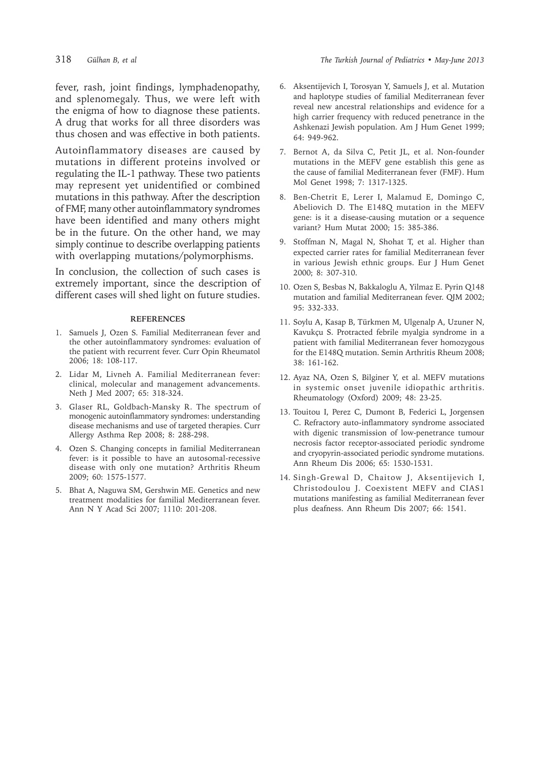fever, rash, joint findings, lymphadenopathy, and splenomegaly. Thus, we were left with the enigma of how to diagnose these patients. A drug that works for all three disorders was thus chosen and was effective in both patients.

Autoinflammatory diseases are caused by mutations in different proteins involved or regulating the IL-1 pathway. These two patients may represent yet unidentified or combined mutations in this pathway. After the description of FMF, many other autoinflammatory syndromes have been identified and many others might be in the future. On the other hand, we may simply continue to describe overlapping patients with overlapping mutations/polymorphisms.

In conclusion, the collection of such cases is extremely important, since the description of different cases will shed light on future studies.

## REFERENCES

1. Samuels J, Ozen S. Familial Mediterranean fever and the other autoinflammatory syndromes: evaluation of the patient with recurrent fever. Curr Opin Rheumatol 2006; 18: 108-117.
2. Lidar M, Livneh A. Familial Mediterranean fever: clinical, molecular and management advancements. Neth J Med 2007; 65: 318-324.
3. Glaser RL, Goldbach-Mansky R. The spectrum of monogenic autoinflammatory syndromes: understanding disease mechanisms and use of targeted therapies. Curr Allergy Asthma Rep 2008; 8: 288-298.
4. Ozen S. Changing concepts in familial Mediterranean fever: is it possible to have an autosomal-recessive disease with only one mutation? Arthritis Rheum 2009; 60: 1575-1577.
5. Bhat A, Naguwa SM, Gershwin ME. Genetics and new treatment modalities for familial Mediterranean fever. Ann N Y Acad Sci 2007; 1110: 201-208.
6. Aksentijevich I, Torosyan Y, Samuels J, et al. Mutation and haplotype studies of familial Mediterranean fever reveal new ancestral relationships and evidence for a high carrier frequency with reduced penetrance in the Ashkenazi Jewish population. Am J Hum Genet 1999; 64: 949-962.
7. Bernot A, da Silva C, Petit JL, et al. Non-founder mutations in the MEFV gene establish this gene as the cause of familial Mediterranean fever (FMF). Hum Mol Genet 1998; 7: 1317-1325.
8. Ben-Chetrit E, Lerer I, Malamud E, Domingo C, Abeliovich D. The E148Q mutation in the MEFV gene: is it a disease-causing mutation or a sequence variant? Hum Mutat 2000; 15: 385-386.
9. Stoffman N, Magal N, Shohat T, et al. Higher than expected carrier rates for familial Mediterranean fever in various Jewish ethnic groups. Eur J Hum Genet 2000; 8: 307-310.
10. Ozen S, Besbas N, Bakkaloglu A, Yilmaz E. Pyrin Q148 mutation and familial Mediterranean fever. QJM 2002; 95: 332-333.
11. Soylu A, Kasap B, Türkmen M, Ulgenalp A, Uzuner N, Kavukçu S. Protracted febrile myalgia syndrome in a patient with familial Mediterranean fever homozygous for the E148Q mutation. Semin Arthritis Rheum 2008; 38: 161-162.
12. Ayaz NA, Ozen S, Bilginer Y, et al. MEFV mutations in systemic onset juvenile idiopathic arthritis. Rheumatology (Oxford) 2009; 48: 23-25.
13. Touitou I, Perez C, Dumont B, Federici L, Jorgensen C. Refractory auto-inflammatory syndrome associated with digenic transmission of low-penetrance tumour necrosis factor receptor-associated periodic syndrome and cryopyrin-associated periodic syndrome mutations. Ann Rheum Dis 2006; 65: 1530-1531.
14. Singh-Grewal D, Chaitow J, Aksentijevich I, Christodoulou J. Coexistent MEFV and CIAS1 mutations manifesting as familial Mediterranean fever plus deafness. Ann Rheum Dis 2007; 66: 1541.